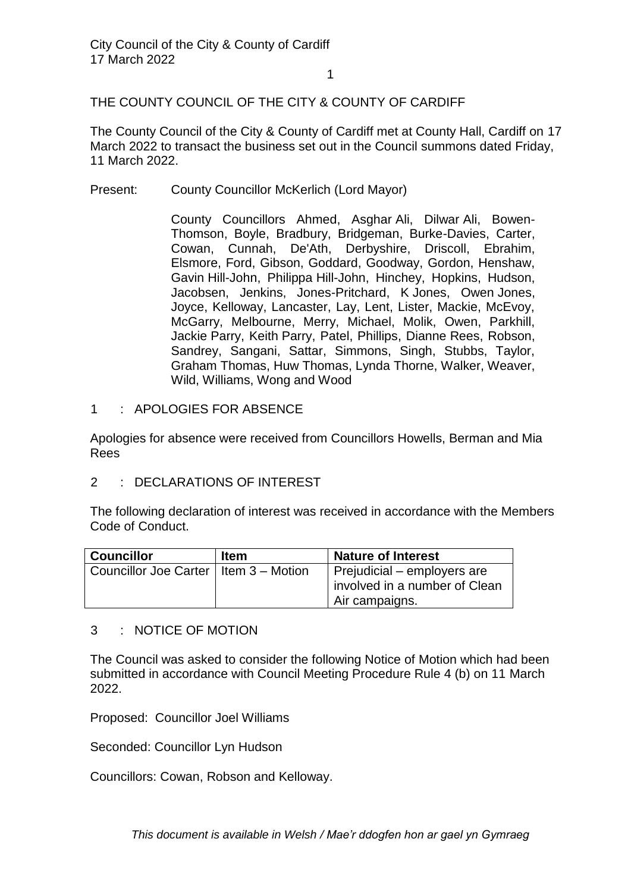# THE COUNTY COUNCIL OF THE CITY & COUNTY OF CARDIFF

The County Council of the City & County of Cardiff met at County Hall, Cardiff on 17 March 2022 to transact the business set out in the Council summons dated Friday, 11 March 2022.

Present: County Councillor McKerlich (Lord Mayor)

County Councillors Ahmed, Asghar Ali, Dilwar Ali, Bowen-Thomson, Boyle, Bradbury, Bridgeman, Burke-Davies, Carter, Cowan, Cunnah, De'Ath, Derbyshire, Driscoll, Ebrahim, Elsmore, Ford, Gibson, Goddard, Goodway, Gordon, Henshaw, Gavin Hill-John, Philippa Hill-John, Hinchey, Hopkins, Hudson, Jacobsen, Jenkins, Jones-Pritchard, K Jones, Owen Jones, Joyce, Kelloway, Lancaster, Lay, Lent, Lister, Mackie, McEvoy, McGarry, Melbourne, Merry, Michael, Molik, Owen, Parkhill, Jackie Parry, Keith Parry, Patel, Phillips, Dianne Rees, Robson, Sandrey, Sangani, Sattar, Simmons, Singh, Stubbs, Taylor, Graham Thomas, Huw Thomas, Lynda Thorne, Walker, Weaver, Wild, Williams, Wong and Wood

## 1 : APOLOGIES FOR ABSENCE

Apologies for absence were received from Councillors Howells, Berman and Mia Rees

## 2 : DECLARATIONS OF INTEREST

The following declaration of interest was received in accordance with the Members Code of Conduct.

| Councillor | Item | Nature of Interest |
|---|---|---|
| Councillor Joe Carter | Item 3 – Motion | Prejudicial – employers are involved in a number of Clean Air campaigns. |

## 3 : NOTICE OF MOTION

The Council was asked to consider the following Notice of Motion which had been submitted in accordance with Council Meeting Procedure Rule 4 (b) on 11 March 2022.

Proposed: Councillor Joel Williams

Seconded: Councillor Lyn Hudson

Councillors: Cowan, Robson and Kelloway.

*This document is available in Welsh / Mae'r ddogfen hon ar gael yn Gymraeg*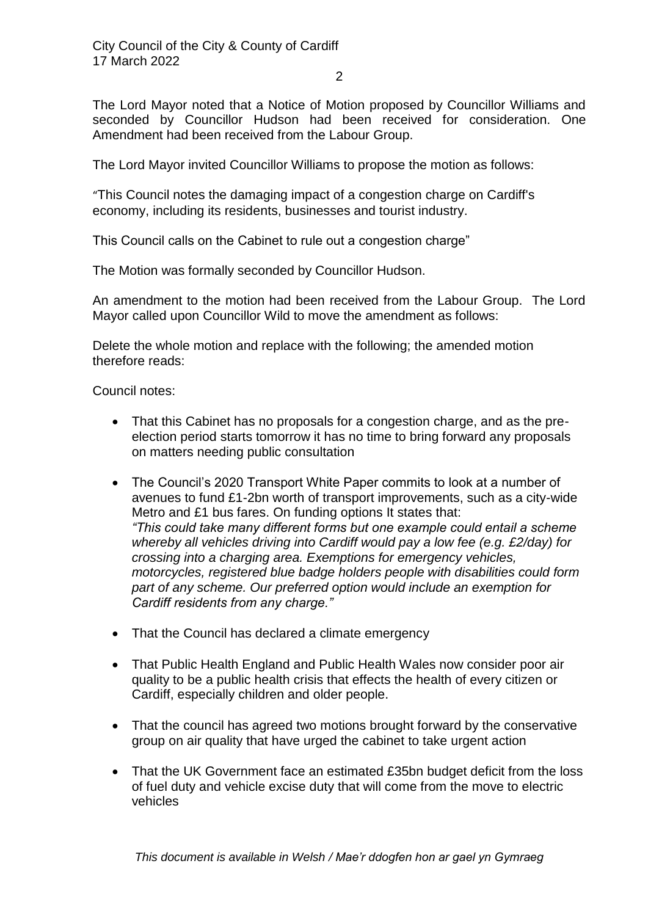The Lord Mayor noted that a Notice of Motion proposed by Councillor Williams and seconded by Councillor Hudson had been received for consideration. One Amendment had been received from the Labour Group.

The Lord Mayor invited Councillor Williams to propose the motion as follows:

"This Council notes the damaging impact of a congestion charge on Cardiff's economy, including its residents, businesses and tourist industry.

This Council calls on the Cabinet to rule out a congestion charge"

The Motion was formally seconded by Councillor Hudson.

An amendment to the motion had been received from the Labour Group. The Lord Mayor called upon Councillor Wild to move the amendment as follows:

Delete the whole motion and replace with the following; the amended motion therefore reads:

Council notes:

- That this Cabinet has no proposals for a congestion charge, and as the pre-election period starts tomorrow it has no time to bring forward any proposals on matters needing public consultation
- The Council's 2020 Transport White Paper commits to look at a number of avenues to fund £1-2bn worth of transport improvements, such as a city-wide Metro and £1 bus fares. On funding options It states that:
  *"This could take many different forms but one example could entail a scheme whereby all vehicles driving into Cardiff would pay a low fee (e.g. £2/day) for crossing into a charging area. Exemptions for emergency vehicles, motorcycles, registered blue badge holders people with disabilities could form part of any scheme. Our preferred option would include an exemption for Cardiff residents from any charge."*
- That the Council has declared a climate emergency
- That Public Health England and Public Health Wales now consider poor air quality to be a public health crisis that effects the health of every citizen or Cardiff, especially children and older people.
- That the council has agreed two motions brought forward by the conservative group on air quality that have urged the cabinet to take urgent action
- That the UK Government face an estimated £35bn budget deficit from the loss of fuel duty and vehicle excise duty that will come from the move to electric vehicles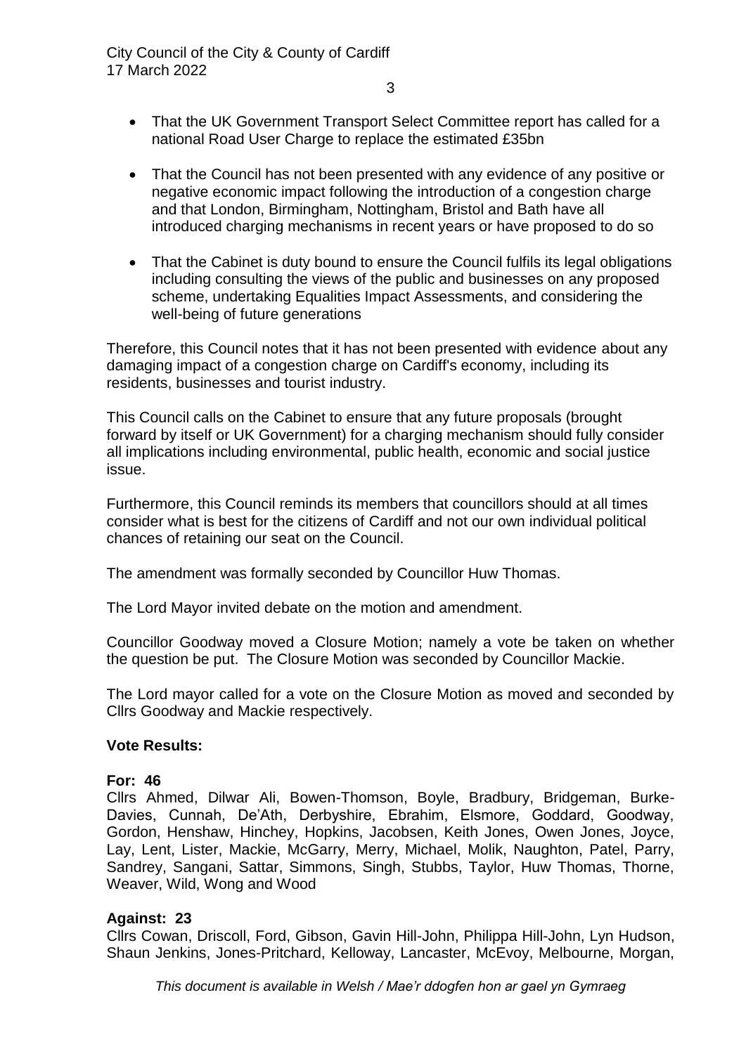- That the UK Government Transport Select Committee report has called for a national Road User Charge to replace the estimated £35bn
- That the Council has not been presented with any evidence of any positive or negative economic impact following the introduction of a congestion charge and that London, Birmingham, Nottingham, Bristol and Bath have all introduced charging mechanisms in recent years or have proposed to do so
- That the Cabinet is duty bound to ensure the Council fulfils its legal obligations including consulting the views of the public and businesses on any proposed scheme, undertaking Equalities Impact Assessments, and considering the well-being of future generations

Therefore, this Council notes that it has not been presented with evidence about any damaging impact of a congestion charge on Cardiff's economy, including its residents, businesses and tourist industry.

This Council calls on the Cabinet to ensure that any future proposals (brought forward by itself or UK Government) for a charging mechanism should fully consider all implications including environmental, public health, economic and social justice issue.

Furthermore, this Council reminds its members that councillors should at all times consider what is best for the citizens of Cardiff and not our own individual political chances of retaining our seat on the Council.

The amendment was formally seconded by Councillor Huw Thomas.

The Lord Mayor invited debate on the motion and amendment.

Councillor Goodway moved a Closure Motion; namely a vote be taken on whether the question be put. The Closure Motion was seconded by Councillor Mackie.

The Lord mayor called for a vote on the Closure Motion as moved and seconded by Cllrs Goodway and Mackie respectively.

**Vote Results:**

**For: 46**
Cllrs Ahmed, Dilwar Ali, Bowen-Thomson, Boyle, Bradbury, Bridgeman, Burke-Davies, Cunnah, De'Ath, Derbyshire, Ebrahim, Elsmore, Goddard, Goodway, Gordon, Henshaw, Hinchey, Hopkins, Jacobsen, Keith Jones, Owen Jones, Joyce, Lay, Lent, Lister, Mackie, McGarry, Merry, Michael, Molik, Naughton, Patel, Parry, Sandrey, Sangani, Sattar, Simmons, Singh, Stubbs, Taylor, Huw Thomas, Thorne, Weaver, Wild, Wong and Wood

**Against: 23**
Cllrs Cowan, Driscoll, Ford, Gibson, Gavin Hill-John, Philippa Hill-John, Lyn Hudson, Shaun Jenkins, Jones-Pritchard, Kelloway, Lancaster, McEvoy, Melbourne, Morgan,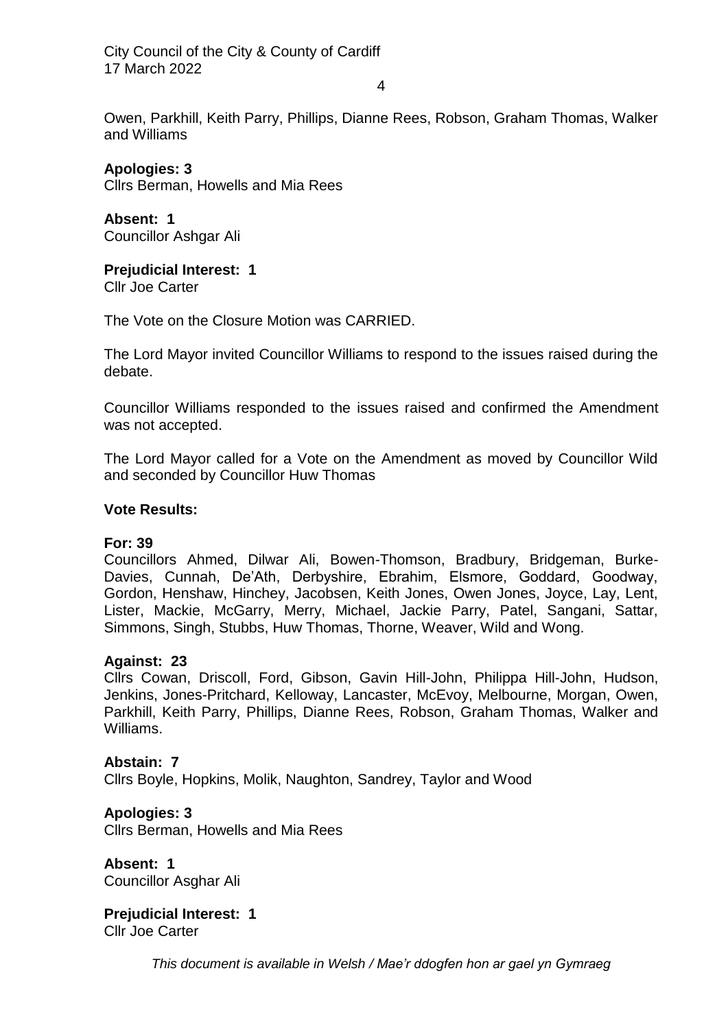Owen, Parkhill, Keith Parry, Phillips, Dianne Rees, Robson, Graham Thomas, Walker and Williams

**Apologies: 3**
Cllrs Berman, Howells and Mia Rees

**Absent: 1**
Councillor Ashgar Ali

**Prejudicial Interest: 1**
Cllr Joe Carter

The Vote on the Closure Motion was CARRIED.

The Lord Mayor invited Councillor Williams to respond to the issues raised during the debate.

Councillor Williams responded to the issues raised and confirmed the Amendment was not accepted.

The Lord Mayor called for a Vote on the Amendment as moved by Councillor Wild and seconded by Councillor Huw Thomas

**Vote Results:**

**For: 39**
Councillors Ahmed, Dilwar Ali, Bowen-Thomson, Bradbury, Bridgeman, Burke-Davies, Cunnah, De'Ath, Derbyshire, Ebrahim, Elsmore, Goddard, Goodway, Gordon, Henshaw, Hinchey, Jacobsen, Keith Jones, Owen Jones, Joyce, Lay, Lent, Lister, Mackie, McGarry, Merry, Michael, Jackie Parry, Patel, Sangani, Sattar, Simmons, Singh, Stubbs, Huw Thomas, Thorne, Weaver, Wild and Wong.

**Against: 23**
Cllrs Cowan, Driscoll, Ford, Gibson, Gavin Hill-John, Philippa Hill-John, Hudson, Jenkins, Jones-Pritchard, Kelloway, Lancaster, McEvoy, Melbourne, Morgan, Owen, Parkhill, Keith Parry, Phillips, Dianne Rees, Robson, Graham Thomas, Walker and Williams.

**Abstain: 7**
Cllrs Boyle, Hopkins, Molik, Naughton, Sandrey, Taylor and Wood

**Apologies: 3**
Cllrs Berman, Howells and Mia Rees

**Absent: 1**
Councillor Asghar Ali

**Prejudicial Interest: 1**
Cllr Joe Carter

*This document is available in Welsh / Mae'r ddogfen hon ar gael yn Gymraeg*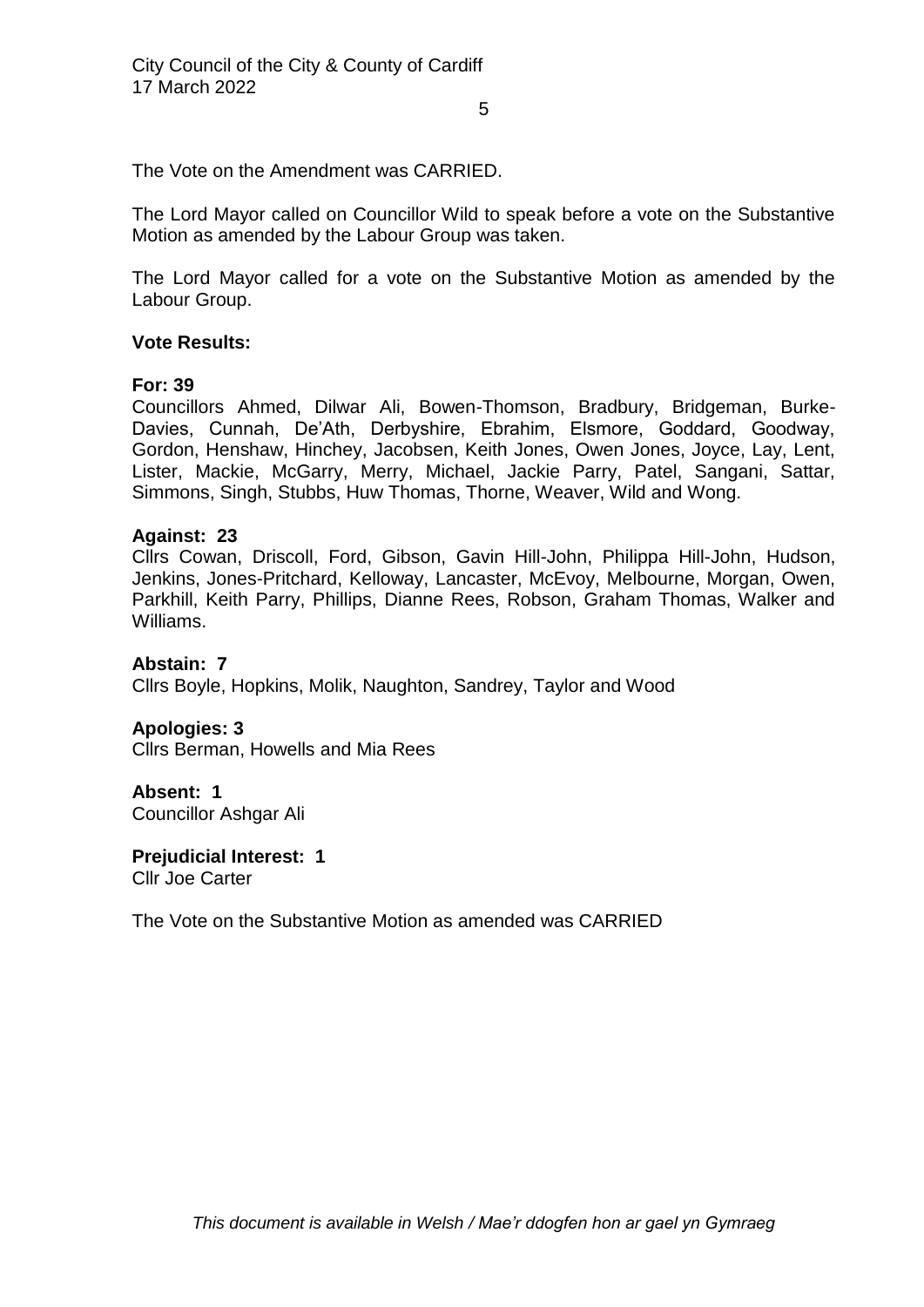The Vote on the Amendment was CARRIED.

The Lord Mayor called on Councillor Wild to speak before a vote on the Substantive Motion as amended by the Labour Group was taken.

The Lord Mayor called for a vote on the Substantive Motion as amended by the Labour Group.

**Vote Results:**

**For: 39**
Councillors Ahmed, Dilwar Ali, Bowen-Thomson, Bradbury, Bridgeman, Burke-Davies, Cunnah, De'Ath, Derbyshire, Ebrahim, Elsmore, Goddard, Goodway, Gordon, Henshaw, Hinchey, Jacobsen, Keith Jones, Owen Jones, Joyce, Lay, Lent, Lister, Mackie, McGarry, Merry, Michael, Jackie Parry, Patel, Sangani, Sattar, Simmons, Singh, Stubbs, Huw Thomas, Thorne, Weaver, Wild and Wong.

**Against: 23**
Cllrs Cowan, Driscoll, Ford, Gibson, Gavin Hill-John, Philippa Hill-John, Hudson, Jenkins, Jones-Pritchard, Kelloway, Lancaster, McEvoy, Melbourne, Morgan, Owen, Parkhill, Keith Parry, Phillips, Dianne Rees, Robson, Graham Thomas, Walker and Williams.

**Abstain: 7**
Cllrs Boyle, Hopkins, Molik, Naughton, Sandrey, Taylor and Wood

**Apologies: 3**
Cllrs Berman, Howells and Mia Rees

**Absent: 1**
Councillor Ashgar Ali

**Prejudicial Interest: 1**
Cllr Joe Carter

The Vote on the Substantive Motion as amended was CARRIED